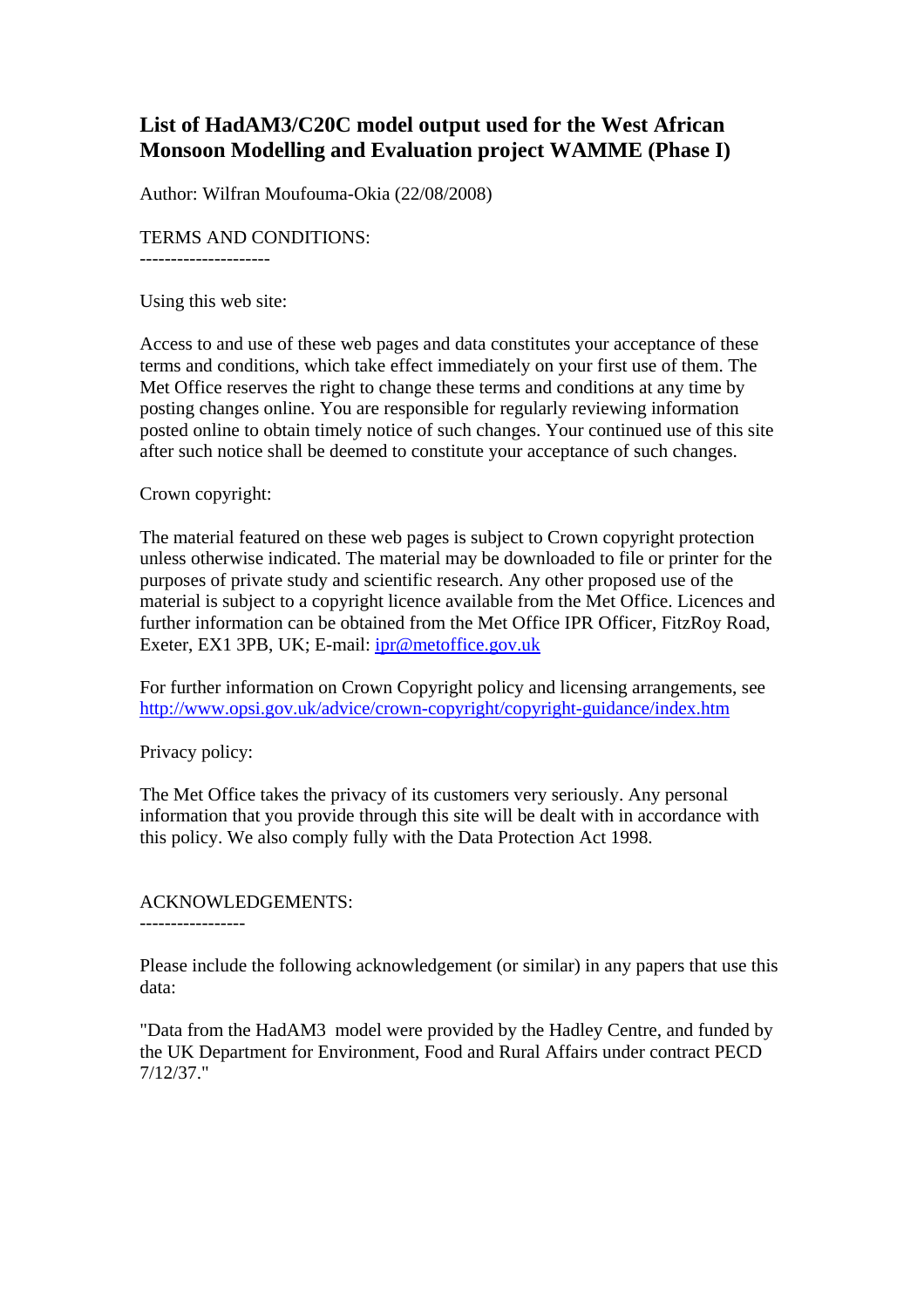# List of HadAM3/C20C model output used for the West African Monsoon Modelling and Evaluation project WAMME (Phase I)

Author: Wilfran Moufouma-Okia (22/08/2008)

TERMS AND CONDITIONS:
--------------------

Using this web site:

Access to and use of these web pages and data constitutes your acceptance of these terms and conditions, which take effect immediately on your first use of them. The Met Office reserves the right to change these terms and conditions at any time by posting changes online. You are responsible for regularly reviewing information posted online to obtain timely notice of such changes. Your continued use of this site after such notice shall be deemed to constitute your acceptance of such changes.

Crown copyright:

The material featured on these web pages is subject to Crown copyright protection unless otherwise indicated. The material may be downloaded to file or printer for the purposes of private study and scientific research. Any other proposed use of the material is subject to a copyright licence available from the Met Office. Licences and further information can be obtained from the Met Office IPR Officer, FitzRoy Road, Exeter, EX1 3PB, UK; E-mail: [ipr@metoffice.gov.uk](mailto:ipr@metoffice.gov.uk)

For further information on Crown Copyright policy and licensing arrangements, see [http://www.opsi.gov.uk/advice/crown-copyright/copyright-guidance/index.htm](http://www.opsi.gov.uk/advice/crown-copyright/copyright-guidance/index.htm)

Privacy policy:

The Met Office takes the privacy of its customers very seriously. Any personal information that you provide through this site will be dealt with in accordance with this policy. We also comply fully with the Data Protection Act 1998.

ACKNOWLEDGEMENTS:
-----------------

Please include the following acknowledgement (or similar) in any papers that use this data:

"Data from the HadAM3 model were provided by the Hadley Centre, and funded by the UK Department for Environment, Food and Rural Affairs under contract PECD 7/12/37."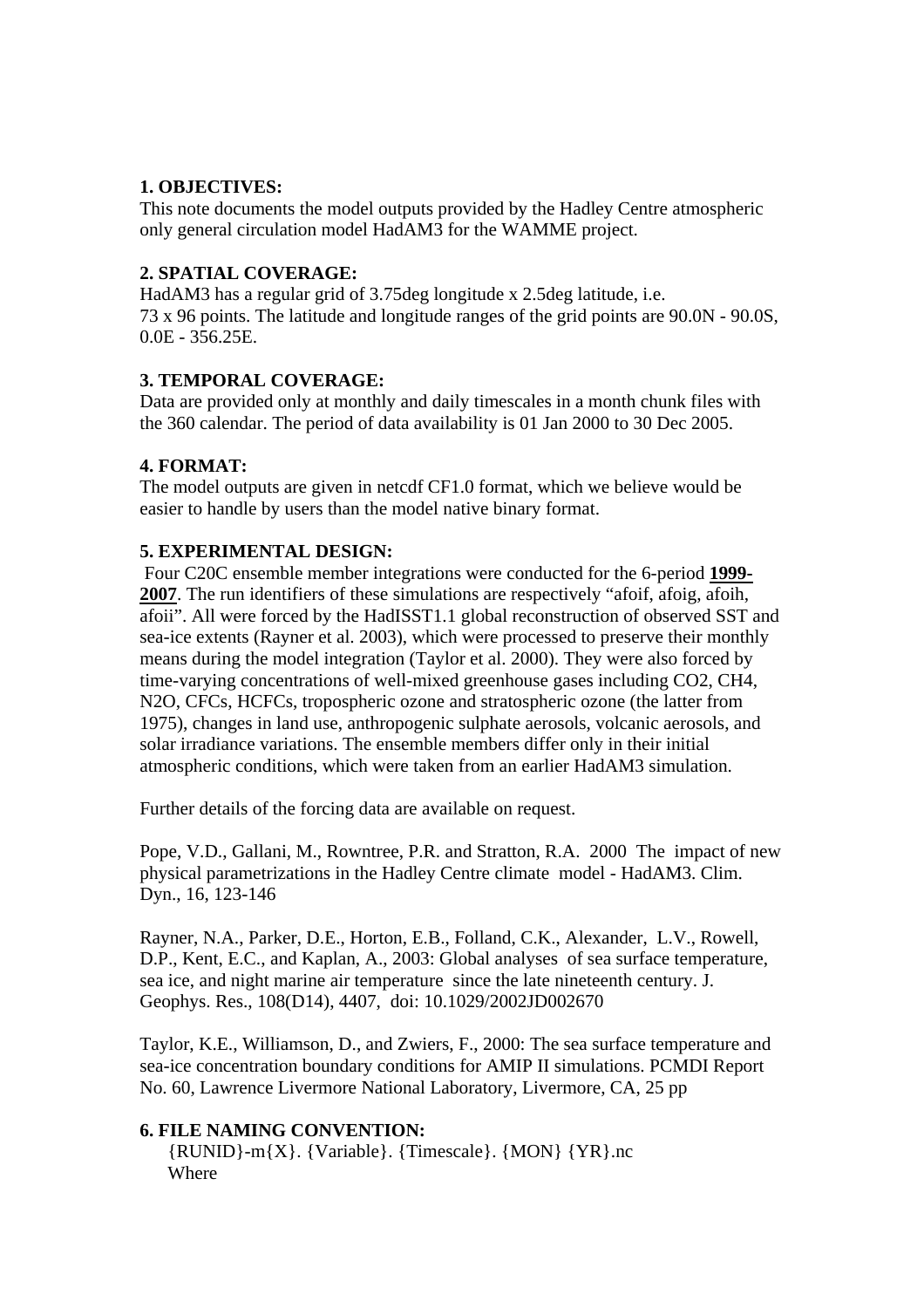**1. OBJECTIVES:**
This note documents the model outputs provided by the Hadley Centre atmospheric only general circulation model HadAM3 for the WAMME project.

**2. SPATIAL COVERAGE:**
HadAM3 has a regular grid of 3.75deg longitude x 2.5deg latitude, i.e. 73 x 96 points. The latitude and longitude ranges of the grid points are 90.0N - 90.0S, 0.0E - 356.25E.

**3. TEMPORAL COVERAGE:**
Data are provided only at monthly and daily timescales in a month chunk files with the 360 calendar. The period of data availability is 01 Jan 2000 to 30 Dec 2005.

**4. FORMAT:**
The model outputs are given in netcdf CF1.0 format, which we believe would be easier to handle by users than the model native binary format.

**5. EXPERIMENTAL DESIGN:**
Four C20C ensemble member integrations were conducted for the 6-period **1999-2007**. The run identifiers of these simulations are respectively "afoif, afoig, afoih, afoii". All were forced by the HadISST1.1 global reconstruction of observed SST and sea-ice extents (Rayner et al. 2003), which were processed to preserve their monthly means during the model integration (Taylor et al. 2000). They were also forced by time-varying concentrations of well-mixed greenhouse gases including CO2, CH4, N2O, CFCs, HCFCs, tropospheric ozone and stratospheric ozone (the latter from 1975), changes in land use, anthropogenic sulphate aerosols, volcanic aerosols, and solar irradiance variations. The ensemble members differ only in their initial atmospheric conditions, which were taken from an earlier HadAM3 simulation.

Further details of the forcing data are available on request.

Pope, V.D., Gallani, M., Rowntree, P.R. and Stratton, R.A. 2000 The impact of new physical parametrizations in the Hadley Centre climate model - HadAM3. Clim. Dyn., 16, 123-146

Rayner, N.A., Parker, D.E., Horton, E.B., Folland, C.K., Alexander, L.V., Rowell, D.P., Kent, E.C., and Kaplan, A., 2003: Global analyses of sea surface temperature, sea ice, and night marine air temperature since the late nineteenth century. J. Geophys. Res., 108(D14), 4407, doi: 10.1029/2002JD002670

Taylor, K.E., Williamson, D., and Zwiers, F., 2000: The sea surface temperature and sea-ice concentration boundary conditions for AMIP II simulations. PCMDI Report No. 60, Lawrence Livermore National Laboratory, Livermore, CA, 25 pp

**6. FILE NAMING CONVENTION:**

{RUNID}-m{X}. {Variable}. {Timescale}. {MON} {YR}.nc

Where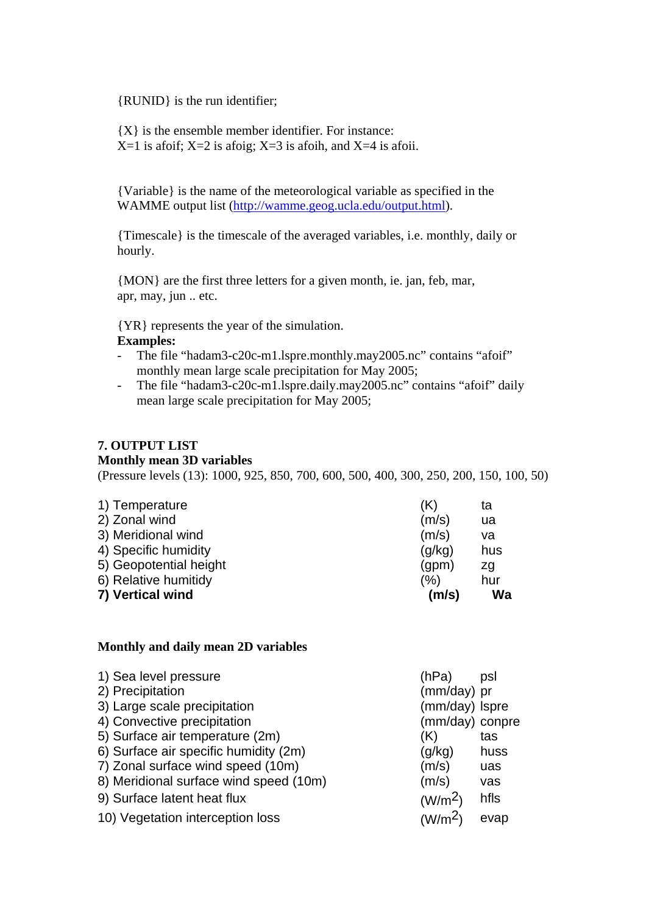{RUNID} is the run identifier;

{X} is the ensemble member identifier. For instance:
X=1 is afoif; X=2 is afoig; X=3 is afoih, and X=4 is afoii.

{Variable} is the name of the meteorological variable as specified in the WAMME output list (http://wamme.geog.ucla.edu/output.html).

{Timescale} is the timescale of the averaged variables, i.e. monthly, daily or hourly.

{MON} are the first three letters for a given month, ie. jan, feb, mar, apr, may, jun .. etc.

{YR} represents the year of the simulation.

**Examples:**

- The file "hadam3-c20c-m1.lspre.monthly.may2005.nc" contains "afoif" monthly mean large scale precipitation for May 2005;
- The file "hadam3-c20c-m1.lspre.daily.may2005.nc" contains "afoif" daily mean large scale precipitation for May 2005;

## 7. OUTPUT LIST

**Monthly mean 3D variables**

(Pressure levels (13): 1000, 925, 850, 700, 600, 500, 400, 300, 250, 200, 150, 100, 50)

| Variable | Units | Name |
|---|---|---|
| 1) Temperature | (K) | ta |
| 2) Zonal wind | (m/s) | ua |
| 3) Meridional wind | (m/s) | va |
| 4) Specific humidity | (g/kg) | hus |
| 5) Geopotential height | (gpm) | zg |
| 6) Relative humitidy | (%) | hur |
| **7) Vertical wind** | **(m/s)** | **Wa** |

**Monthly and daily mean 2D variables**

| Variable | Units | Name |
|---|---|---|
| 1) Sea level pressure | (hPa) | psl |
| 2) Precipitation | (mm/day) | pr |
| 3) Large scale precipitation | (mm/day) | lspre |
| 4) Convective precipitation | (mm/day) | conpre |
| 5) Surface air temperature (2m) | (K) | tas |
| 6) Surface air specific humidity (2m) | (g/kg) | huss |
| 7) Zonal surface wind speed (10m) | (m/s) | uas |
| 8) Meridional surface wind speed (10m) | (m/s) | vas |
| 9) Surface latent heat flux | ($W/m^2$) | hfls |
| 10) Vegetation interception loss | ($W/m^2$) | evap |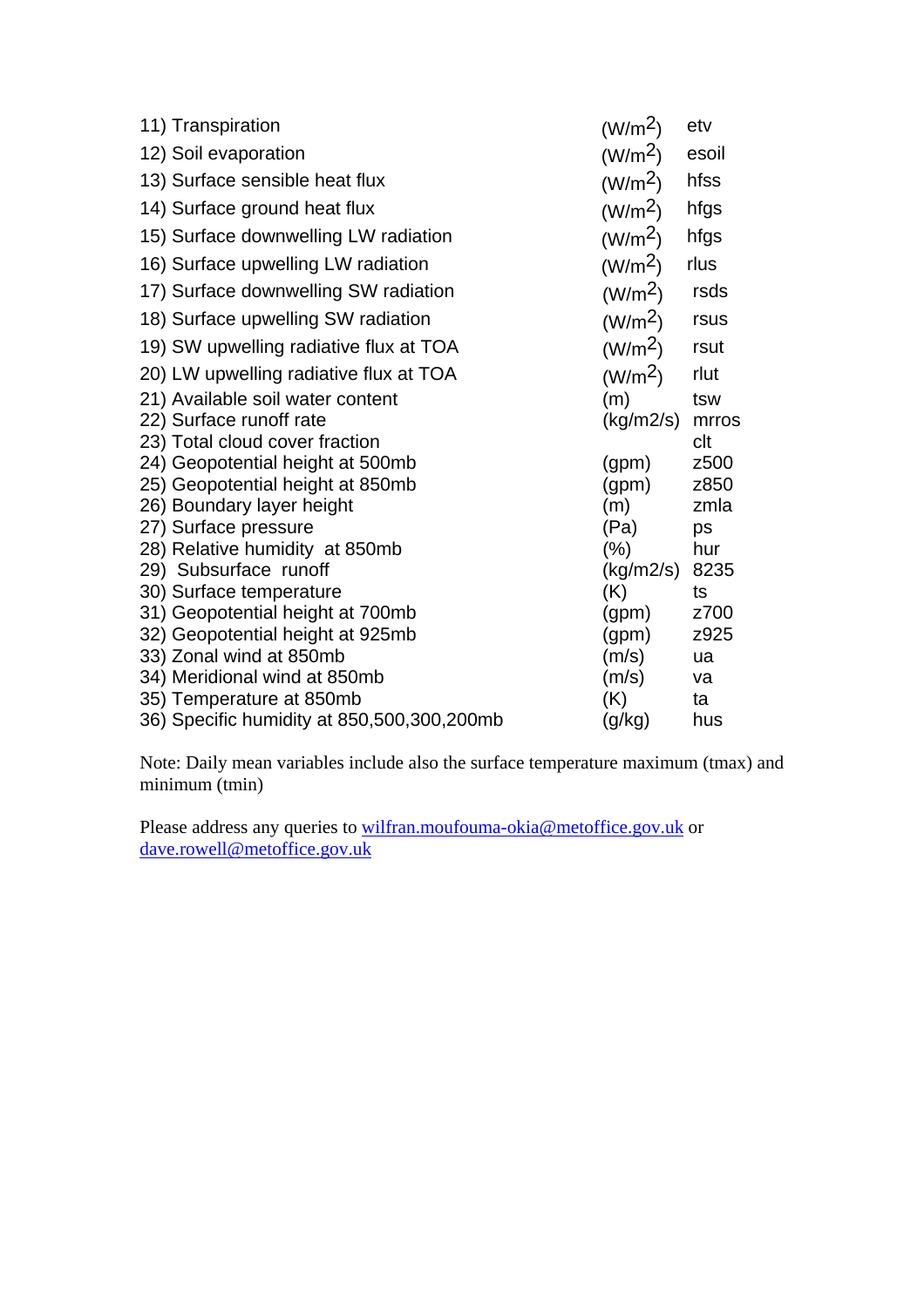| | | |
|---|---|---|
| 11) Transpiration | ($W/m^2$) | etv |
| 12) Soil evaporation | ($W/m^2$) | esoil |
| 13) Surface sensible heat flux | ($W/m^2$) | hfss |
| 14) Surface ground heat flux | ($W/m^2$) | hfgs |
| 15) Surface downwelling LW radiation | ($W/m^2$) | hfgs |
| 16) Surface upwelling LW radiation | ($W/m^2$) | rlus |
| 17) Surface downwelling SW radiation | ($W/m^2$) | rsds |
| 18) Surface upwelling SW radiation | ($W/m^2$) | rsus |
| 19) SW upwelling radiative flux at TOA | ($W/m^2$) | rsut |
| 20) LW upwelling radiative flux at TOA | ($W/m^2$) | rlut |
| 21) Available soil water content | (m) | tsw |
| 22) Surface runoff rate | (kg/m2/s) | mrros |
| 23) Total cloud cover fraction | | clt |
| 24) Geopotential height at 500mb | (gpm) | z500 |
| 25) Geopotential height at 850mb | (gpm) | z850 |
| 26) Boundary layer height | (m) | zmla |
| 27) Surface pressure | (Pa) | ps |
| 28) Relative humidity at 850mb | (%) | hur |
| 29) Subsurface runoff | (kg/m2/s) | 8235 |
| 30) Surface temperature | (K) | ts |
| 31) Geopotential height at 700mb | (gpm) | z700 |
| 32) Geopotential height at 925mb | (gpm) | z925 |
| 33) Zonal wind at 850mb | (m/s) | ua |
| 34) Meridional wind at 850mb | (m/s) | va |
| 35) Temperature at 850mb | (K) | ta |
| 36) Specific humidity at 850,500,300,200mb | (g/kg) | hus |

Note: Daily mean variables include also the surface temperature maximum (tmax) and minimum (tmin)

Please address any queries to wilfran.moufouma-okia@metoffice.gov.uk or dave.rowell@metoffice.gov.uk